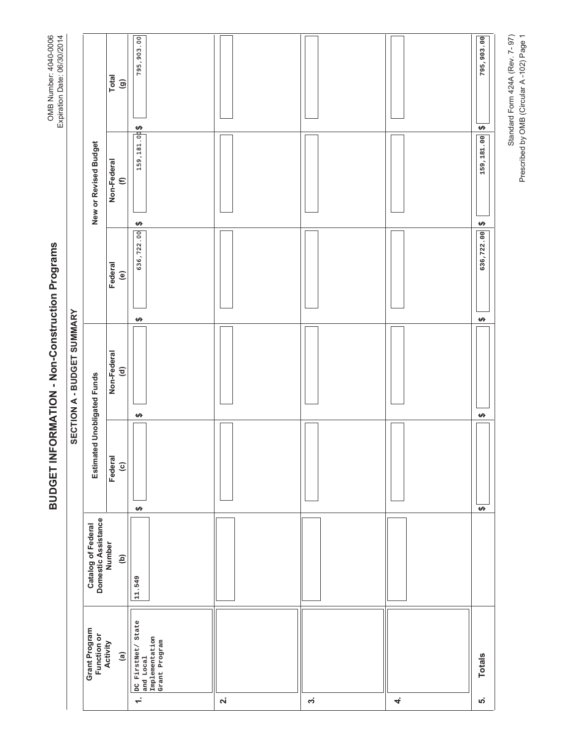OMB Number: 4040-0006
Expiration Date: 06/30/2014

# BUDGET INFORMATION - Non-Construction Programs

## SECTION A - BUDGET SUMMARY

| Grant Program Function or Activity (a) | Catalog of Federal Domestic Assistance Number (b) | Estimated Unobligated Funds | | New or Revised Budget | | |
|---|---|---|---|---|---|---|
| | | Federal (c) | Non-Federal (d) | Federal (e) | Non-Federal (f) | Total (g) |
| 1. DC FirstNet/ State and Local Implementation Grant Program | 11.549 | $ | $ | $ 636,722.00 | $ 159,181.00 | $ 795,903.00 |
| 2. | | | | | | |
| 3. | | | | | | |
| 4. | | | | | | |
| 5. Totals | | $ | $ | $ 636,722.00 | $ 159,181.00 | $ 795,903.00 |

Standard Form 424A (Rev. 7- 97)
Prescribed by OMB (Circular A -102) Page 1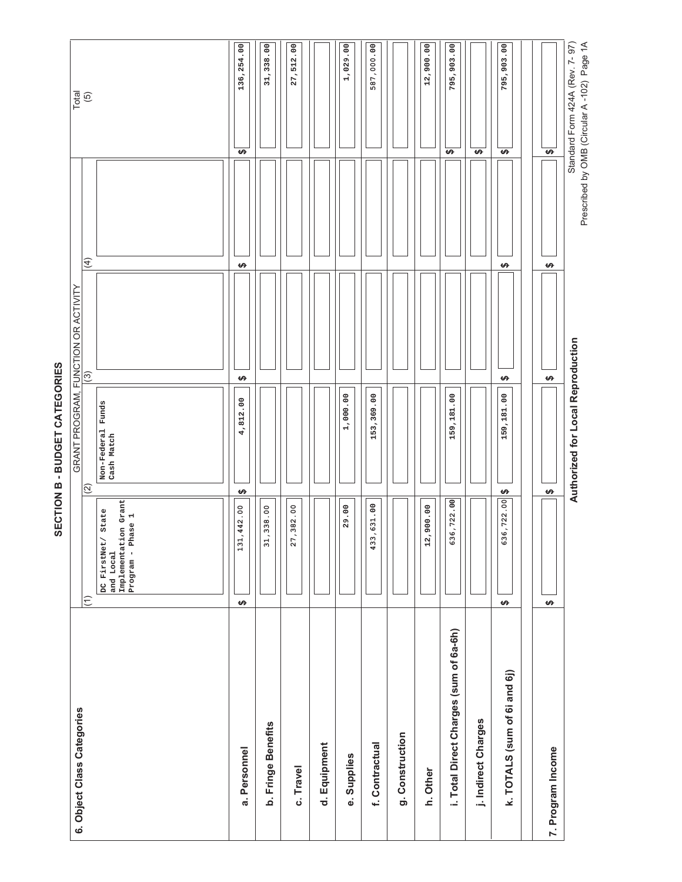## SECTION B - BUDGET CATEGORIES

| 6. Object Class Categories | GRANT PROGRAM, FUNCTION OR ACTIVITY | | | | Total |
|---|---|---|---|---|---|
| | (1) | (2) | (3) | (4) | (5) |
| | DC FirstNet/ State and Local Implementation Grant Program - Phase 1 | Non-Federal Funds Cash Match | | | |
| a. Personnel | $ 131,442.00 | $ 4,812.00 | $ | $ | $ 136,254.00 |
| b. Fringe Benefits | 31,338.00 | | | | 31,338.00 |
| c. Travel | 27,382.00 | | | | 27,512.00 |
| d. Equipment | | | | | |
| e. Supplies | 29.00 | 1,000.00 | | | 1,029.00 |
| f. Contractual | 433,631.00 | 153,369.00 | | | 587,000.00 |
| g. Construction | | | | | |
| h. Other | 12,900.00 | | | | 12,900.00 |
| i. Total Direct Charges (sum of 6a-6h) | 636,722.00 | 159,181.00 | | | $ 795,903.00 |
| j. Indirect Charges | | | | | $ |
| k. TOTALS (sum of 6i and 6j) | $ 636,722.00 | $ 159,181.00 | $ | $ | $ 795,903.00 |
| | | | | | |
| 7. Program Income | $ | $ | $ | $ | $ |

**Authorized for Local Reproduction**

Standard Form 424A (Rev. 7- 97)
Prescribed by OMB (Circular A -102) Page 1A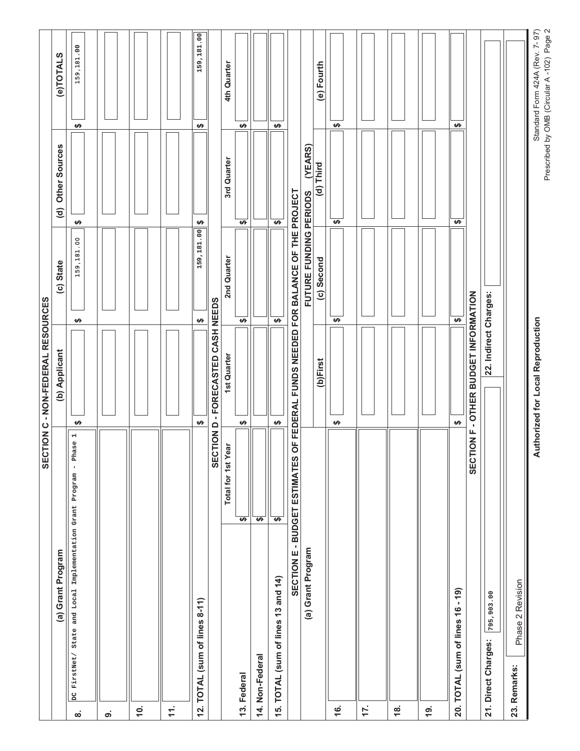## SECTION C - NON-FEDERAL RESOURCES

| (a) Grant Program | (b) Applicant | (c) State | (d) Other Sources | (e)TOTALS |
|---|---|---|---|---|
| 8. DC FirstNet/ State and Local Implementation Grant Program - Phase 1 | $ | $ 159,181.00 | $ | $ 159,181.00 |
| 9. | | | | |
| 10. | | | | |
| 11. | | | | |
| 12. TOTAL (sum of lines 8-11) | $ | $ 159,181.00 | $ | $ 159,181.00 |

## SECTION D - FORECASTED CASH NEEDS

| | Total for 1st Year | 1st Quarter | 2nd Quarter | 3rd Quarter | 4th Quarter |
|---|---|---|---|---|---|
| 13. Federal | $ | $ | $ | $ | $ |
| 14. Non-Federal | $ | | | | |
| 15. TOTAL (sum of lines 13 and 14) | $ | $ | $ | $ | $ |

## SECTION E - BUDGET ESTIMATES OF FEDERAL FUNDS NEEDED FOR BALANCE OF THE PROJECT

| (a) Grant Program | FUTURE FUNDING PERIODS (YEARS) | | | |
|---|---|---|---|---|
| | (b)First | (c) Second | (d) Third | (e) Fourth |
| 16. | $ | $ | $ | $ |
| 17. | | | | |
| 18. | | | | |
| 19. | | | | |
| 20. TOTAL (sum of lines 16 - 19) | $ | $ | $ | $ |

## SECTION F - OTHER BUDGET INFORMATION

| 21. Direct Charges: 795,903.00 | 22. Indirect Charges: |
|---|---|
| 23. Remarks: Phase 2 Revision | |

Authorized for Local Reproduction

Standard Form 424A (Rev. 7- 97)
Prescribed by OMB (Circular A -102) Page 2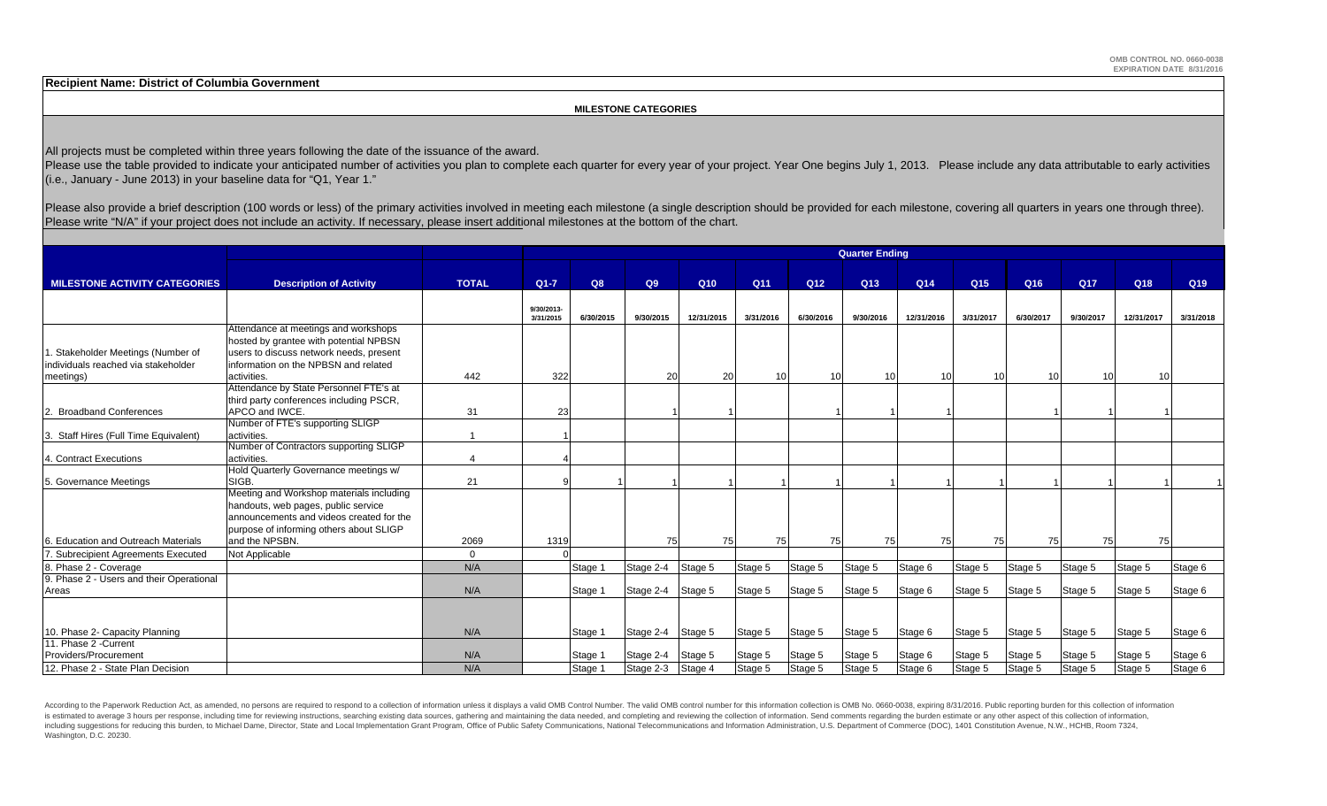**Recipient Name: District of Columbia Government**

**MILESTONE CATEGORIES**

All projects must be completed within three years following the date of the issuance of the award.
Please use the table provided to indicate your anticipated number of activities you plan to complete each quarter for every year of your project. Year One begins July 1, 2013. Please include any data attributable to early activities (i.e., January - June 2013) in your baseline data for "Q1, Year 1."

Please also provide a brief description (100 words or less) of the primary activities involved in meeting each milestone (a single description should be provided for each milestone, covering all quarters in years one through three). Please write "N/A" if your project does not include an activity. If necessary, please insert additional milestones at the bottom of the chart.

| | | | Quarter Ending | | | | | | | | | | | | |
|---|---|---|---|---|---|---|---|---|---|---|---|---|---|---|---|
| **MILESTONE ACTIVITY CATEGORIES** | **Description of Activity** | **TOTAL** | **Q1-7** | **Q8** | **Q9** | **Q10** | **Q11** | **Q12** | **Q13** | **Q14** | **Q15** | **Q16** | **Q17** | **Q18** | **Q19** |
| | | | 9/30/2013-3/31/2015 | 6/30/2015 | 9/30/2015 | 12/31/2015 | 3/31/2016 | 6/30/2016 | 9/30/2016 | 12/31/2016 | 3/31/2017 | 6/30/2017 | 9/30/2017 | 12/31/2017 | 3/31/2018 |
| 1. Stakeholder Meetings (Number of individuals reached via stakeholder meetings) | Attendance at meetings and workshops hosted by grantee with potential NPBSN users to discuss network needs, present information on the NPBSN and related activities. | 442 | 322 | | 20 | 20 | 10 | 10 | 10 | 10 | 10 | 10 | 10 | 10 | |
| 2. Broadband Conferences | Attendance by State Personnel FTE's at third party conferences including PSCR, APCO and IWCE. | 31 | 23 | | 1 | 1 | | 1 | 1 | 1 | | 1 | 1 | 1 | |
| 3. Staff Hires (Full Time Equivalent) | Number of FTE's supporting SLIGP activities. | 1 | 1 | | | | | | | | | | | | |
| 4. Contract Executions | Number of Contractors supporting SLIGP activities. | 4 | 4 | | | | | | | | | | | | |
| 5. Governance Meetings | Hold Quarterly Governance meetings w/ SIGB. | 21 | 9 | 1 | 1 | 1 | 1 | 1 | 1 | 1 | 1 | 1 | 1 | 1 | 1 |
| 6. Education and Outreach Materials | Meeting and Workshop materials including handouts, web pages, public service announcements and videos created for the purpose of informing others about SLIGP and the NPSBN. | 2069 | 1319 | | 75 | 75 | 75 | 75 | 75 | 75 | 75 | 75 | 75 | 75 | |
| 7. Subrecipient Agreements Executed | Not Applicable | 0 | 0 | | | | | | | | | | | | |
| 8. Phase 2 - Coverage | | N/A | | Stage 1 | Stage 2-4 | Stage 5 | Stage 5 | Stage 5 | Stage 5 | Stage 6 | Stage 5 | Stage 5 | Stage 5 | Stage 5 | Stage 6 |
| 9. Phase 2 - Users and their Operational Areas | | N/A | | Stage 1 | Stage 2-4 | Stage 5 | Stage 5 | Stage 5 | Stage 5 | Stage 6 | Stage 5 | Stage 5 | Stage 5 | Stage 5 | Stage 6 |
| 10. Phase 2- Capacity Planning | | N/A | | Stage 1 | Stage 2-4 | Stage 5 | Stage 5 | Stage 5 | Stage 5 | Stage 6 | Stage 5 | Stage 5 | Stage 5 | Stage 5 | Stage 6 |
| 11. Phase 2 -Current Providers/Procurement | | N/A | | Stage 1 | Stage 2-4 | Stage 5 | Stage 5 | Stage 5 | Stage 5 | Stage 6 | Stage 5 | Stage 5 | Stage 5 | Stage 5 | Stage 6 |
| 12. Phase 2 - State Plan Decision | | N/A | | Stage 1 | Stage 2-3 | Stage 4 | Stage 5 | Stage 5 | Stage 5 | Stage 6 | Stage 5 | Stage 5 | Stage 5 | Stage 5 | Stage 6 |

According to the Paperwork Reduction Act, as amended, no persons are required to respond to a collection of information unless it displays a valid OMB Control Number. The valid OMB control number for this information collection is OMB No. 0660-0038, expiring 8/31/2016. Public reporting burden for this collection of information is estimated to average 3 hours per response, including time for reviewing instructions, searching existing data sources, gathering and maintaining the data needed, and completing and reviewing the collection of information. Send comments regarding the burden estimate or any other aspect of this collection of information, including suggestions for reducing this burden, to Michael Dame, Director, State and Local Implementation Grant Program, Office of Public Safety Communications, National Telecommunications and Information Administration, U.S. Department of Commerce (DOC), 1401 Constitution Avenue, N.W., HCHB, Room 7324, Washington, D.C. 20230.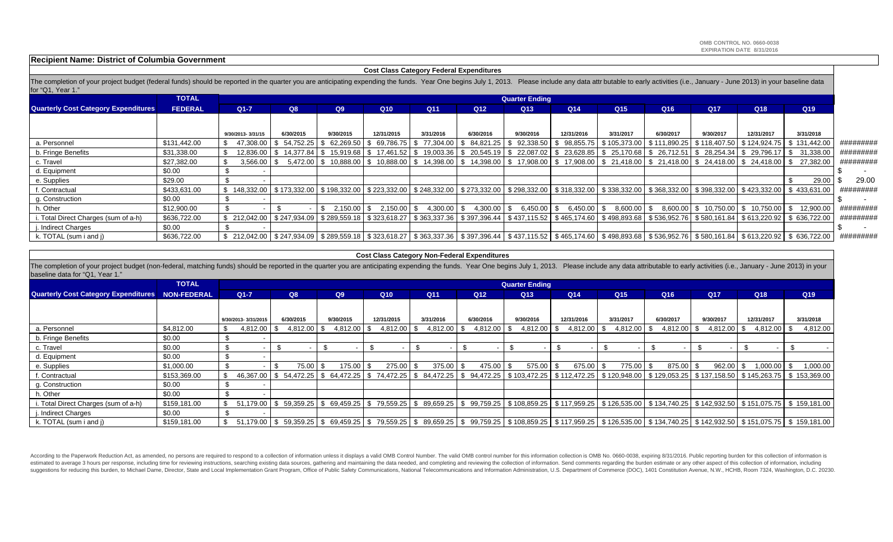**Recipient Name: District of Columbia Government**

### Cost Class Category Federal Expenditures

The completion of your project budget (federal funds) should be reported in the quarter you are anticipating expending the funds. Year One begins July 1, 2013. Please include any data attr butable to early activities (i.e., January - June 2013) in your baseline data for "Q1, Year 1."

| | TOTAL | Quarter Ending | | | | | | | | | | | | | |
|---|---|---|---|---|---|---|---|---|---|---|---|---|---|---|---|
| **Quarterly Cost Category Expenditures** | **FEDERAL** | **Q1-7** | **Q8** | **Q9** | **Q10** | **Q11** | **Q12** | **Q13** | **Q14** | **Q15** | **Q16** | **Q17** | **Q18** | **Q19** | |
| | | 9/30/2013- 3/31/15 | 6/30/2015 | 9/30/2015 | 12/31/2015 | 3/31/2016 | 6/30/2016 | 9/30/2016 | 12/31/2016 | 3/31/2017 | 6/30/2017 | 9/30/2017 | 12/31/2017 | 3/31/2018 | |
| a. Personnel | $131,442.00 | $ 47,308.00 | $ 54,752.25 | $ 62,269.50 | $ 69,786.75 | $ 77,304.00 | $ 84,821.25 | $ 92,338.50 | $ 98,855.75 | $ 105,373.00 | $ 111,890.25 | $ 118,407.50 | $ 124,924.75 | $ 131,442.00 | ######### |
| b. Fringe Benefits | $31,338.00 | $ 12,836.00 | $ 14,377.84 | $ 15,919.68 | $ 17,461.52 | $ 19,003.36 | $ 20,545.19 | $ 22,087.02 | $ 23,628.85 | $ 25,170.68 | $ 26,712.51 | $ 28,254.34 | $ 29,796.17 | $ 31,338.00 | ######### |
| c. Travel | $27,382.00 | $ 3,566.00 | $ 5,472.00 | $ 10,888.00 | $ 10,888.00 | $ 14,398.00 | $ 14,398.00 | $ 17,908.00 | $ 17,908.00 | $ 21,418.00 | $ 21,418.00 | $ 24,418.00 | $ 24,418.00 | $ 27,382.00 | ######### |
| d. Equipment | $0.00 | $ - | | | | | | | | | | | | | $ - |
| e. Supplies | $29.00 | $ - | | | | | | | | | | | | $ 29.00 | $ 29.00 |
| f. Contractual | $433,631.00 | $ 148,332.00 | $ 173,332.00 | $ 198,332.00 | $ 223,332.00 | $ 248,332.00 | $ 273,332.00 | $ 298,332.00 | $ 318,332.00 | $ 338,332.00 | $ 368,332.00 | $ 398,332.00 | $ 423,332.00 | $ 433,631.00 | ######### |
| g. Construction | $0.00 | $ - | | | | | | | | | | | | | $ - |
| h. Other | $12,900.00 | $ - | $ - | $ 2,150.00 | $ 2,150.00 | $ 4,300.00 | $ 4,300.00 | $ 6,450.00 | $ 6,450.00 | $ 8,600.00 | $ 8,600.00 | $ 10,750.00 | $ 10,750.00 | $ 12,900.00 | ######### |
| i. Total Direct Charges (sum of a-h) | $636,722.00 | $ 212,042.00 | $ 247,934.09 | $ 289,559.18 | $ 323,618.27 | $ 363,337.36 | $ 397,396.44 | $ 437,115.52 | $ 465,174.60 | $ 498,893.68 | $ 536,952.76 | $ 580,161.84 | $ 613,220.92 | $ 636,722.00 | ######### |
| j. Indirect Charges | $0.00 | $ - | | | | | | | | | | | | | $ - |
| k. TOTAL (sum i and j) | $636,722.00 | $ 212,042.00 | $ 247,934.09 | $ 289,559.18 | $ 323,618.27 | $ 363,337.36 | $ 397,396.44 | $ 437,115.52 | $ 465,174.60 | $ 498,893.68 | $ 536,952.76 | $ 580,161.84 | $ 613,220.92 | $ 636,722.00 | ######### |

### Cost Class Category Non-Federal Expenditures

The completion of your project budget (non-federal, matching funds) should be reported in the quarter you are anticipating expending the funds. Year One begins July 1, 2013. Please include any data attributable to early activities (i.e., January - June 2013) in your baseline data for "Q1, Year 1."

| | TOTAL | Quarter Ending | | | | | | | | | | | | |
|---|---|---|---|---|---|---|---|---|---|---|---|---|---|---|
| **Quarterly Cost Category Expenditures** | **NON-FEDERAL** | **Q1-7** | **Q8** | **Q9** | **Q10** | **Q11** | **Q12** | **Q13** | **Q14** | **Q15** | **Q16** | **Q17** | **Q18** | **Q19** |
| | | 9/30/2013- 3/31/2015 | 6/30/2015 | 9/30/2015 | 12/31/2015 | 3/31/2016 | 6/30/2016 | 9/30/2016 | 12/31/2016 | 3/31/2017 | 6/30/2017 | 9/30/2017 | 12/31/2017 | 3/31/2018 |
| a. Personnel | $4,812.00 | $ 4,812.00 | $ 4,812.00 | $ 4,812.00 | $ 4,812.00 | $ 4,812.00 | $ 4,812.00 | $ 4,812.00 | $ 4,812.00 | $ 4,812.00 | $ 4,812.00 | $ 4,812.00 | $ 4,812.00 | $ 4,812.00 |
| b. Fringe Benefits | $0.00 | $ - | | | | | | | | | | | | |
| c. Travel | $0.00 | $ - | $ - | $ - | $ - | $ - | $ - | $ - | $ - | $ - | $ - | $ - | $ - | $ - |
| d. Equipment | $0.00 | $ - | | | | | | | | | | | | |
| e. Supplies | $1,000.00 | $ - | $ 75.00 | $ 175.00 | $ 275.00 | $ 375.00 | $ 475.00 | $ 575.00 | $ 675.00 | $ 775.00 | $ 875.00 | $ 962.00 | $ 1,000.00 | $ 1,000.00 |
| f. Contractual | $153,369.00 | $ 46,367.00 | $ 54,472.25 | $ 64,472.25 | $ 74,472.25 | $ 84,472.25 | $ 94,472.25 | $ 103,472.25 | $ 112,472.25 | $ 120,948.00 | $ 129,053.25 | $ 137,158.50 | $ 145,263.75 | $ 153,369.00 |
| g. Construction | $0.00 | $ - | | | | | | | | | | | | |
| h. Other | $0.00 | $ - | | | | | | | | | | | | |
| i. Total Direct Charges (sum of a-h) | $159,181.00 | $ 51,179.00 | $ 59,359.25 | $ 69,459.25 | $ 79,559.25 | $ 89,659.25 | $ 99,759.25 | $ 108,859.25 | $ 117,959.25 | $ 126,535.00 | $ 134,740.25 | $ 142,932.50 | $ 151,075.75 | $ 159,181.00 |
| j. Indirect Charges | $0.00 | $ - | | | | | | | | | | | | |
| k. TOTAL (sum i and j) | $159,181.00 | $ 51,179.00 | $ 59,359.25 | $ 69,459.25 | $ 79,559.25 | $ 89,659.25 | $ 99,759.25 | $ 108,859.25 | $ 117,959.25 | $ 126,535.00 | $ 134,740.25 | $ 142,932.50 | $ 151,075.75 | $ 159,181.00 |

According to the Paperwork Reduction Act, as amended, no persons are required to respond to a collection of information unless it displays a valid OMB Control Number. The valid OMB control number for this information collection is OMB No. 0660-0038, expiring 8/31/2016. Public reporting burden for this collection of information is estimated to average 3 hours per response, including time for reviewing instructions, searching existing data sources, gathering and maintaining the data needed, and completing and reviewing the collection of information. Send comments regarding the burden estimate or any other aspect of this collection of information, including suggestions for reducing this burden, to Michael Dame, Director, State and Local Implementation Grant Program, Office of Public Safety Communications, National Telecommunications and Information Administration, U.S. Department of Commerce (DOC), 1401 Constitution Avenue, N.W., HCHB, Room 7324, Washington, D.C. 20230.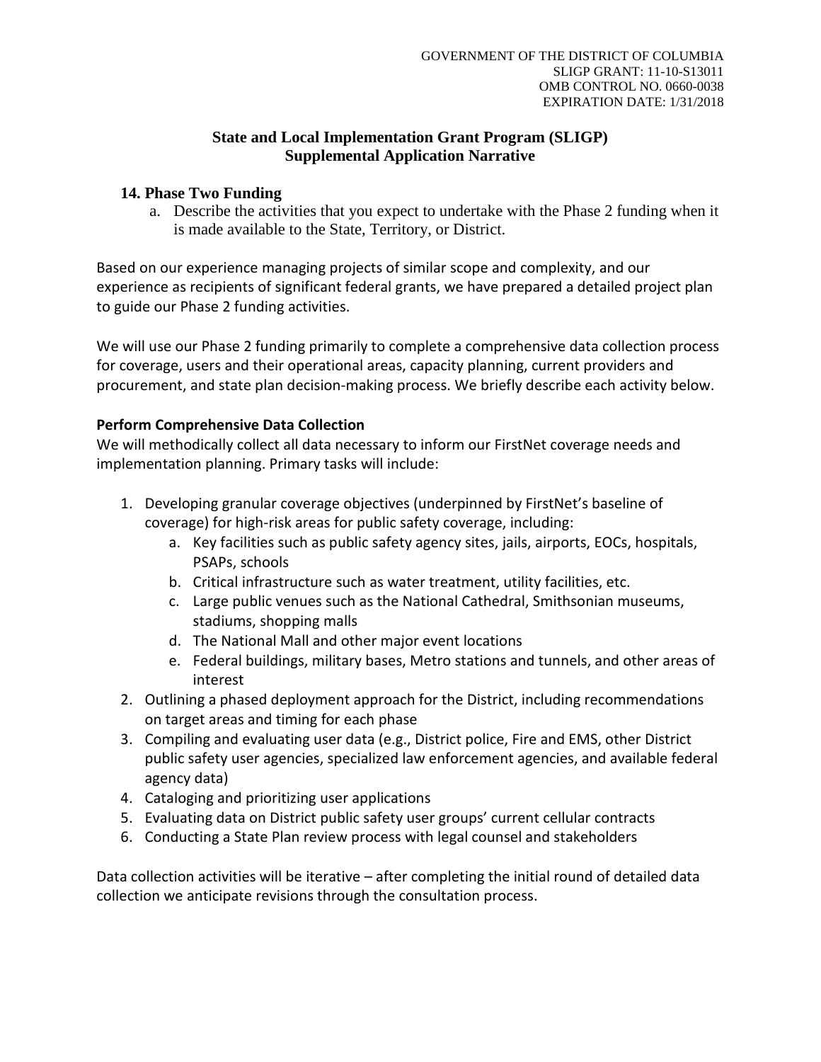GOVERNMENT OF THE DISTRICT OF COLUMBIA
SLIGP GRANT: 11-10-S13011
OMB CONTROL NO. 0660-0038
EXPIRATION DATE: 1/31/2018

**State and Local Implementation Grant Program (SLIGP)**
**Supplemental Application Narrative**

## 14. Phase Two Funding

a. Describe the activities that you expect to undertake with the Phase 2 funding when it is made available to the State, Territory, or District.

Based on our experience managing projects of similar scope and complexity, and our experience as recipients of significant federal grants, we have prepared a detailed project plan to guide our Phase 2 funding activities.

We will use our Phase 2 funding primarily to complete a comprehensive data collection process for coverage, users and their operational areas, capacity planning, current providers and procurement, and state plan decision-making process. We briefly describe each activity below.

**Perform Comprehensive Data Collection**

We will methodically collect all data necessary to inform our FirstNet coverage needs and implementation planning. Primary tasks will include:

1. Developing granular coverage objectives (underpinned by FirstNet's baseline of coverage) for high-risk areas for public safety coverage, including:
   a. Key facilities such as public safety agency sites, jails, airports, EOCs, hospitals, PSAPs, schools
   b. Critical infrastructure such as water treatment, utility facilities, etc.
   c. Large public venues such as the National Cathedral, Smithsonian museums, stadiums, shopping malls
   d. The National Mall and other major event locations
   e. Federal buildings, military bases, Metro stations and tunnels, and other areas of interest
2. Outlining a phased deployment approach for the District, including recommendations on target areas and timing for each phase
3. Compiling and evaluating user data (e.g., District police, Fire and EMS, other District public safety user agencies, specialized law enforcement agencies, and available federal agency data)
4. Cataloging and prioritizing user applications
5. Evaluating data on District public safety user groups' current cellular contracts
6. Conducting a State Plan review process with legal counsel and stakeholders

Data collection activities will be iterative – after completing the initial round of detailed data collection we anticipate revisions through the consultation process.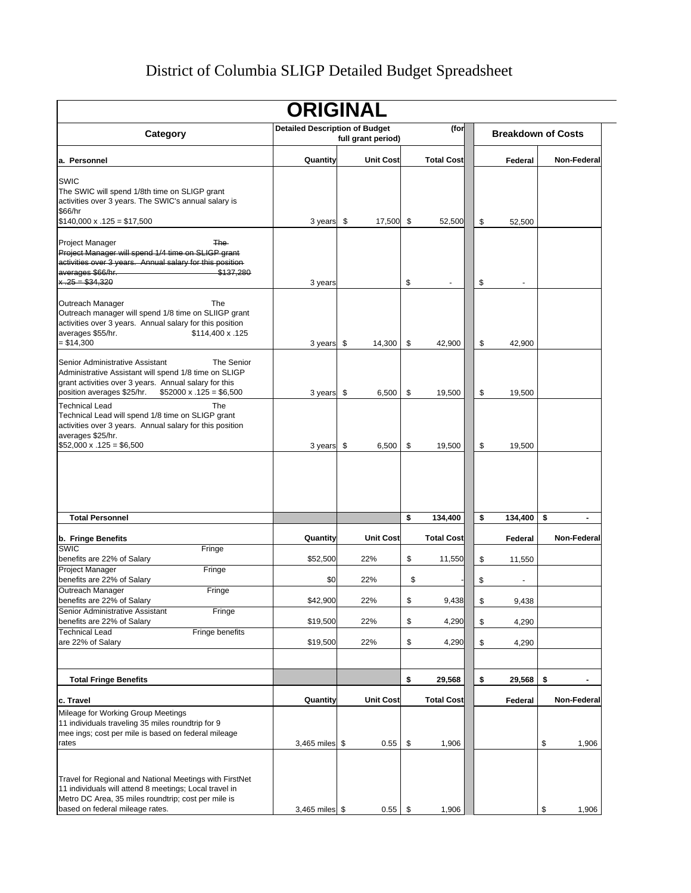# District of Columbia SLIGP Detailed Budget Spreadsheet

## ORIGINAL

| Category | Detailed Description of Budget (for full grant period) | | | | Breakdown of Costs | |
|---|---|---|---|---|---|---|
| **a. Personnel** | **Quantity** | **Unit Cost** | **Total Cost** | | **Federal** | **Non-Federal** |
| SWIC<br>The SWIC will spend 1/8th time on SLIGP grant activities over 3 years. The SWIC's annual salary is $66/hr<br>$140,000 x .125 = $17,500 | 3 years | $ 17,500 | $ 52,500 | | $ 52,500 | |
| Project Manager ~~The Project Manager will spend 1/4 time on SLIGP grant activities over 3 years. Annual salary for this position averages $66/hr. $137,280 x .25 = $34,320~~ | 3 years | | $ - | | $ - | |
| Outreach Manager The Outreach manager will spend 1/8 time on SLIIGP grant activities over 3 years. Annual salary for this position averages $55/hr. $114,400 x .125 = $14,300 | 3 years | $ 14,300 | $ 42,900 | | $ 42,900 | |
| Senior Administrative Assistant The Senior Administrative Assistant will spend 1/8 time on SLIGP grant activities over 3 years. Annual salary for this position averages $25/hr. $52000 x .125 = $6,500 | 3 years | $ 6,500 | $ 19,500 | | $ 19,500 | |
| Technical Lead The Technical Lead will spend 1/8 time on SLIGP grant activities over 3 years. Annual salary for this position averages $25/hr.<br>$52,000 x .125 = $6,500 | 3 years | $ 6,500 | $ 19,500 | | $ 19,500 | |
| | | | | | | |
| **Total Personnel** | | | **$ 134,400** | | **$ 134,400** | **$ -** |
| **b. Fringe Benefits** | **Quantity** | **Unit Cost** | **Total Cost** | | **Federal** | **Non-Federal** |
| SWIC Fringe benefits are 22% of Salary | $52,500 | 22% | $ 11,550 | | $ 11,550 | |
| Project Manager Fringe benefits are 22% of Salary | $0 | 22% | $ - | | $ - | |
| Outreach Manager Fringe benefits are 22% of Salary | $42,900 | 22% | $ 9,438 | | $ 9,438 | |
| Senior Administrative Assistant Fringe benefits are 22% of Salary | $19,500 | 22% | $ 4,290 | | $ 4,290 | |
| Technical Lead Fringe benefits are 22% of Salary | $19,500 | 22% | $ 4,290 | | $ 4,290 | |
| | | | | | | |
| **Total Fringe Benefits** | | | **$ 29,568** | | **$ 29,568** | **$ -** |
| **c. Travel** | **Quantity** | **Unit Cost** | **Total Cost** | | **Federal** | **Non-Federal** |
| Mileage for Working Group Meetings<br>11 individuals traveling 35 miles roundtrip for 9 mee ings; cost per mile is based on federal mileage rates | 3,465 miles | $ 0.55 | $ 1,906 | | | $ 1,906 |
| Travel for Regional and National Meetings with FirstNet<br>11 individuals will attend 8 meetings; Local travel in Metro DC Area, 35 miles roundtrip; cost per mile is based on federal mileage rates. | 3,465 miles | $ 0.55 | $ 1,906 | | | $ 1,906 |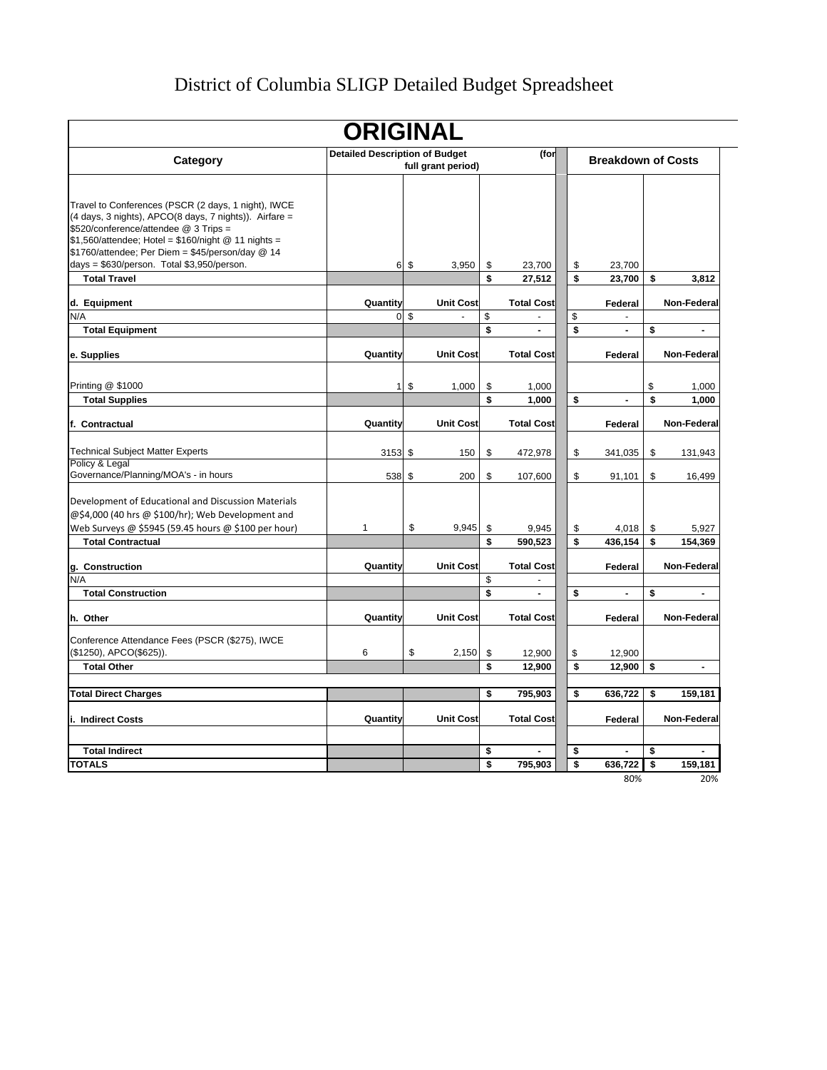# District of Columbia SLIGP Detailed Budget Spreadsheet

## ORIGINAL

| Category | Detailed Description of Budget (for full grant period) | | | | Breakdown of Costs | |
|---|---|---|---|---|---|---|
| Travel to Conferences (PSCR (2 days, 1 night), IWCE (4 days, 3 nights), APCO(8 days, 7 nights)). Airfare = $520/conference/attendee @ 3 Trips = $1,560/attendee; Hotel = $160/night @ 11 nights = $1760/attendee; Per Diem = $45/person/day @ 14 days = $630/person. Total $3,950/person. | 6 | $ 3,950 | $ 23,700 | | $ 23,700 | |
| **Total Travel** | | | **$ 27,512** | | **$ 23,700** | **$ 3,812** |
| **d. Equipment** | **Quantity** | **Unit Cost** | **Total Cost** | | **Federal** | **Non-Federal** |
| N/A | 0 | $ - | $ - | | $ - | |
| **Total Equipment** | | | **$ -** | | **$ -** | **$ -** |
| **e. Supplies** | **Quantity** | **Unit Cost** | **Total Cost** | | **Federal** | **Non-Federal** |
| Printing @ $1000 | 1 | $ 1,000 | $ 1,000 | | | $ 1,000 |
| **Total Supplies** | | | **$ 1,000** | | **$ -** | **$ 1,000** |
| **f. Contractual** | **Quantity** | **Unit Cost** | **Total Cost** | | **Federal** | **Non-Federal** |
| Technical Subject Matter Experts | 3153 | $ 150 | $ 472,978 | | $ 341,035 | $ 131,943 |
| Policy & Legal Governance/Planning/MOA's - in hours | 538 | $ 200 | $ 107,600 | | $ 91,101 | $ 16,499 |
| Development of Educational and Discussion Materials @$4,000 (40 hrs @ $100/hr); Web Development and Web Surveys @ $5945 (59.45 hours @ $100 per hour) | 1 | $ 9,945 | $ 9,945 | | $ 4,018 | $ 5,927 |
| **Total Contractual** | | | **$ 590,523** | | **$ 436,154** | **$ 154,369** |
| **g. Construction** | **Quantity** | **Unit Cost** | **Total Cost** | | **Federal** | **Non-Federal** |
| N/A | | | $ - | | | |
| **Total Construction** | | | **$ -** | | **$ -** | **$ -** |
| **h. Other** | **Quantity** | **Unit Cost** | **Total Cost** | | **Federal** | **Non-Federal** |
| Conference Attendance Fees (PSCR ($275), IWCE ($1250), APCO($625)). | 6 | $ 2,150 | $ 12,900 | | $ 12,900 | |
| **Total Other** | | | **$ 12,900** | | **$ 12,900** | **$ -** |
| **Total Direct Charges** | | | **$ 795,903** | | **$ 636,722** | **$ 159,181** |
| **i. Indirect Costs** | **Quantity** | **Unit Cost** | **Total Cost** | | **Federal** | **Non-Federal** |
| | | | | | | |
| **Total Indirect** | | | **$ -** | | **$ -** | **$ -** |
| **TOTALS** | | | **$ 795,903** | | **$ 636,722** | **$ 159,181** |
| | | | | | 80% | 20% |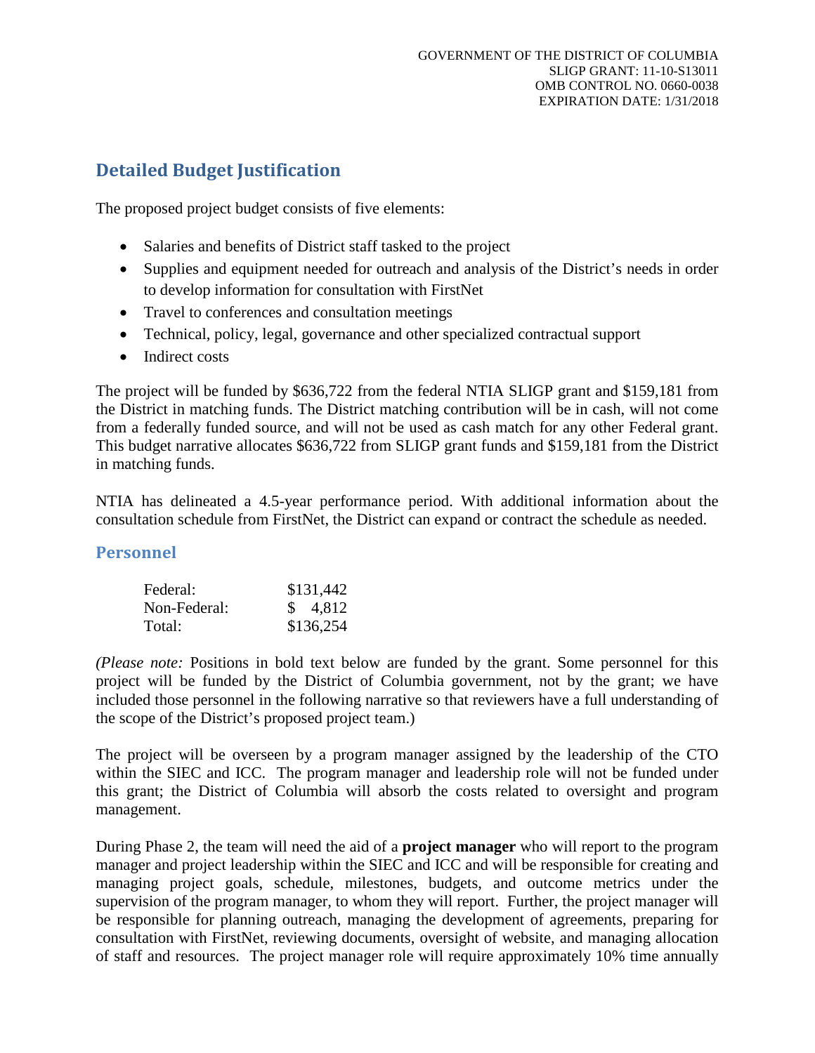## Detailed Budget Justification

The proposed project budget consists of five elements:

- Salaries and benefits of District staff tasked to the project
- Supplies and equipment needed for outreach and analysis of the District's needs in order to develop information for consultation with FirstNet
- Travel to conferences and consultation meetings
- Technical, policy, legal, governance and other specialized contractual support
- Indirect costs

The project will be funded by $636,722 from the federal NTIA SLIGP grant and $159,181 from the District in matching funds. The District matching contribution will be in cash, will not come from a federally funded source, and will not be used as cash match for any other Federal grant. This budget narrative allocates $636,722 from SLIGP grant funds and $159,181 from the District in matching funds.

NTIA has delineated a 4.5-year performance period. With additional information about the consultation schedule from FirstNet, the District can expand or contract the schedule as needed.

### Personnel

| | |
|---|---|
| Federal: | $131,442 |
| Non-Federal: | $ 4,812 |
| Total: | $136,254 |

*(Please note:* Positions in bold text below are funded by the grant. Some personnel for this project will be funded by the District of Columbia government, not by the grant; we have included those personnel in the following narrative so that reviewers have a full understanding of the scope of the District's proposed project team.)

The project will be overseen by a program manager assigned by the leadership of the CTO within the SIEC and ICC. The program manager and leadership role will not be funded under this grant; the District of Columbia will absorb the costs related to oversight and program management.

During Phase 2, the team will need the aid of a **project manager** who will report to the program manager and project leadership within the SIEC and ICC and will be responsible for creating and managing project goals, schedule, milestones, budgets, and outcome metrics under the supervision of the program manager, to whom they will report. Further, the project manager will be responsible for planning outreach, managing the development of agreements, preparing for consultation with FirstNet, reviewing documents, oversight of website, and managing allocation of staff and resources. The project manager role will require approximately 10% time annually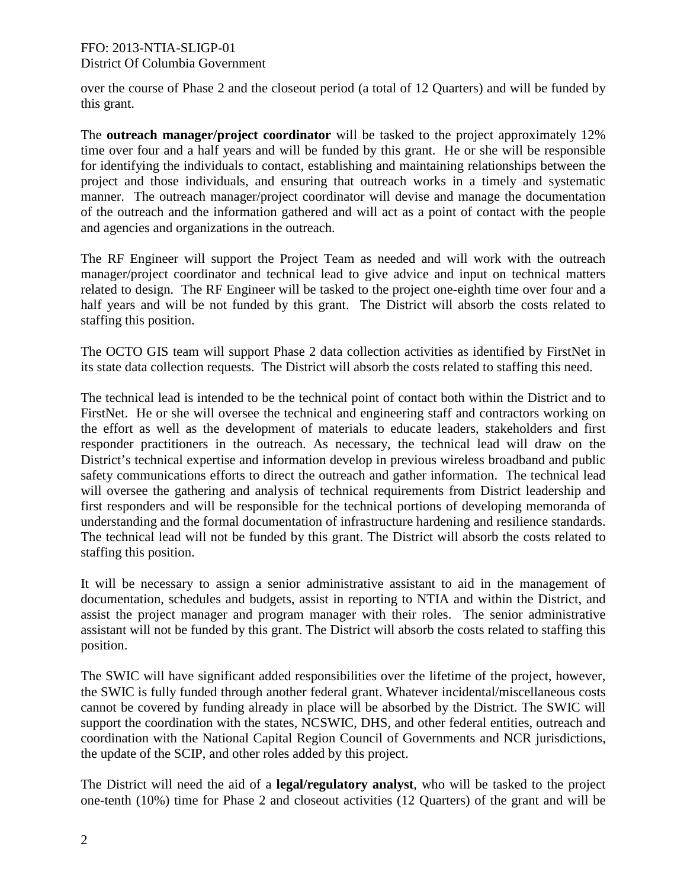over the course of Phase 2 and the closeout period (a total of 12 Quarters) and will be funded by this grant.

The **outreach manager/project coordinator** will be tasked to the project approximately 12% time over four and a half years and will be funded by this grant. He or she will be responsible for identifying the individuals to contact, establishing and maintaining relationships between the project and those individuals, and ensuring that outreach works in a timely and systematic manner. The outreach manager/project coordinator will devise and manage the documentation of the outreach and the information gathered and will act as a point of contact with the people and agencies and organizations in the outreach.

The RF Engineer will support the Project Team as needed and will work with the outreach manager/project coordinator and technical lead to give advice and input on technical matters related to design. The RF Engineer will be tasked to the project one-eighth time over four and a half years and will be not funded by this grant. The District will absorb the costs related to staffing this position.

The OCTO GIS team will support Phase 2 data collection activities as identified by FirstNet in its state data collection requests. The District will absorb the costs related to staffing this need.

The technical lead is intended to be the technical point of contact both within the District and to FirstNet. He or she will oversee the technical and engineering staff and contractors working on the effort as well as the development of materials to educate leaders, stakeholders and first responder practitioners in the outreach. As necessary, the technical lead will draw on the District's technical expertise and information develop in previous wireless broadband and public safety communications efforts to direct the outreach and gather information. The technical lead will oversee the gathering and analysis of technical requirements from District leadership and first responders and will be responsible for the technical portions of developing memoranda of understanding and the formal documentation of infrastructure hardening and resilience standards. The technical lead will not be funded by this grant. The District will absorb the costs related to staffing this position.

It will be necessary to assign a senior administrative assistant to aid in the management of documentation, schedules and budgets, assist in reporting to NTIA and within the District, and assist the project manager and program manager with their roles. The senior administrative assistant will not be funded by this grant. The District will absorb the costs related to staffing this position.

The SWIC will have significant added responsibilities over the lifetime of the project, however, the SWIC is fully funded through another federal grant. Whatever incidental/miscellaneous costs cannot be covered by funding already in place will be absorbed by the District. The SWIC will support the coordination with the states, NCSWIC, DHS, and other federal entities, outreach and coordination with the National Capital Region Council of Governments and NCR jurisdictions, the update of the SCIP, and other roles added by this project.

The District will need the aid of a **legal/regulatory analyst**, who will be tasked to the project one-tenth (10%) time for Phase 2 and closeout activities (12 Quarters) of the grant and will be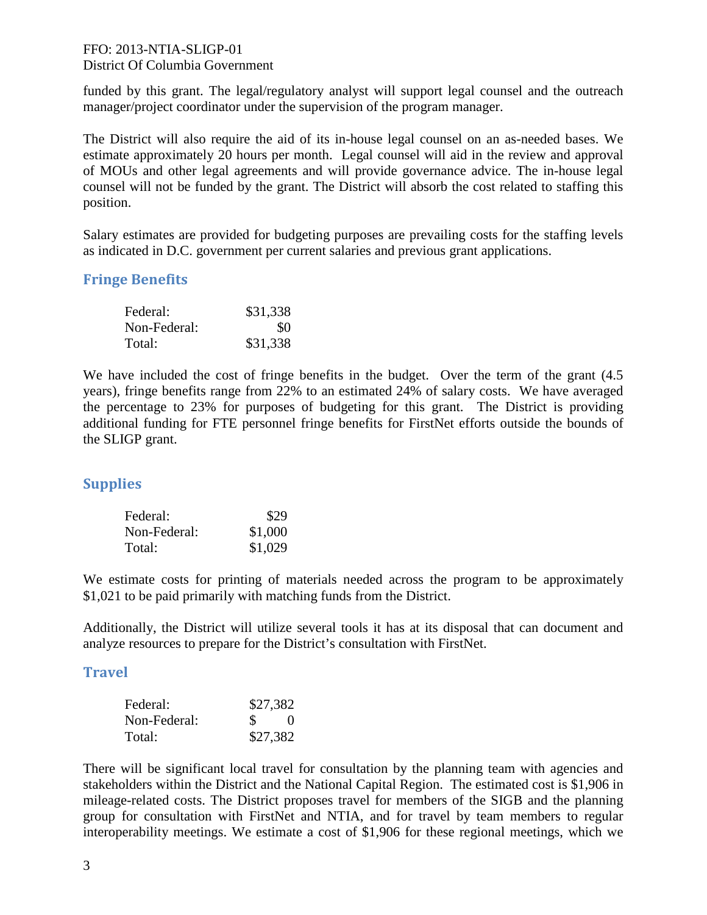funded by this grant. The legal/regulatory analyst will support legal counsel and the outreach manager/project coordinator under the supervision of the program manager.

The District will also require the aid of its in-house legal counsel on an as-needed bases. We estimate approximately 20 hours per month. Legal counsel will aid in the review and approval of MOUs and other legal agreements and will provide governance advice. The in-house legal counsel will not be funded by the grant. The District will absorb the cost related to staffing this position.

Salary estimates are provided for budgeting purposes are prevailing costs for the staffing levels as indicated in D.C. government per current salaries and previous grant applications.

## Fringe Benefits

| | |
|---|---|
| Federal: | $31,338 |
| Non-Federal: | $0 |
| Total: | $31,338 |

We have included the cost of fringe benefits in the budget. Over the term of the grant (4.5 years), fringe benefits range from 22% to an estimated 24% of salary costs. We have averaged the percentage to 23% for purposes of budgeting for this grant. The District is providing additional funding for FTE personnel fringe benefits for FirstNet efforts outside the bounds of the SLIGP grant.

## Supplies

| | |
|---|---|
| Federal: | $29 |
| Non-Federal: | $1,000 |
| Total: | $1,029 |

We estimate costs for printing of materials needed across the program to be approximately $1,021 to be paid primarily with matching funds from the District.

Additionally, the District will utilize several tools it has at its disposal that can document and analyze resources to prepare for the District's consultation with FirstNet.

## Travel

| | |
|---|---|
| Federal: | $27,382 |
| Non-Federal: | $ 0 |
| Total: | $27,382 |

There will be significant local travel for consultation by the planning team with agencies and stakeholders within the District and the National Capital Region. The estimated cost is $1,906 in mileage-related costs. The District proposes travel for members of the SIGB and the planning group for consultation with FirstNet and NTIA, and for travel by team members to regular interoperability meetings. We estimate a cost of $1,906 for these regional meetings, which we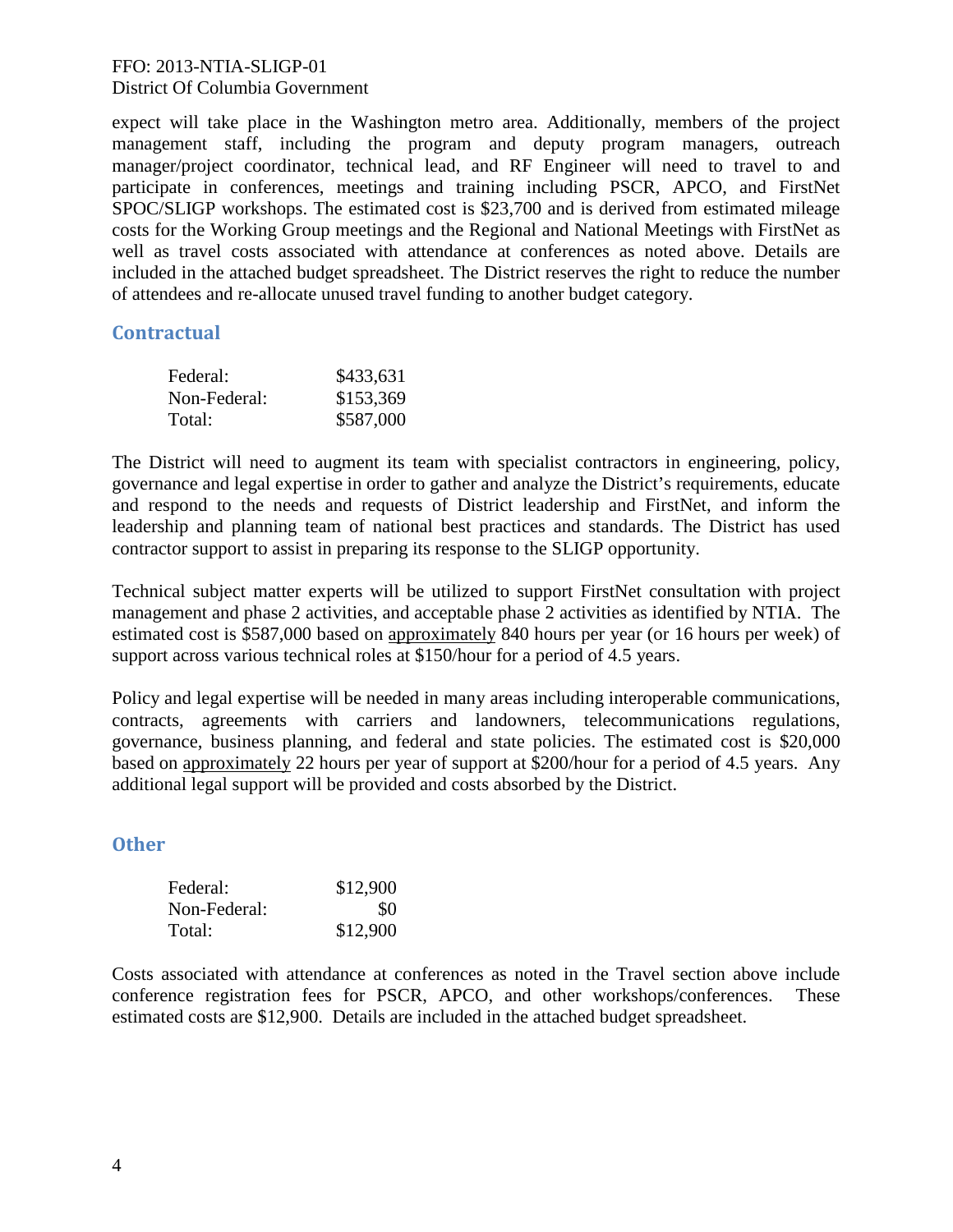expect will take place in the Washington metro area. Additionally, members of the project management staff, including the program and deputy program managers, outreach manager/project coordinator, technical lead, and RF Engineer will need to travel to and participate in conferences, meetings and training including PSCR, APCO, and FirstNet SPOC/SLIGP workshops. The estimated cost is $23,700 and is derived from estimated mileage costs for the Working Group meetings and the Regional and National Meetings with FirstNet as well as travel costs associated with attendance at conferences as noted above. Details are included in the attached budget spreadsheet. The District reserves the right to reduce the number of attendees and re-allocate unused travel funding to another budget category.

## Contractual

| | |
|---|---|
| Federal: | $433,631 |
| Non-Federal: | $153,369 |
| Total: | $587,000 |

The District will need to augment its team with specialist contractors in engineering, policy, governance and legal expertise in order to gather and analyze the District's requirements, educate and respond to the needs and requests of District leadership and FirstNet, and inform the leadership and planning team of national best practices and standards. The District has used contractor support to assist in preparing its response to the SLIGP opportunity.

Technical subject matter experts will be utilized to support FirstNet consultation with project management and phase 2 activities, and acceptable phase 2 activities as identified by NTIA. The estimated cost is $587,000 based on approximately 840 hours per year (or 16 hours per week) of support across various technical roles at $150/hour for a period of 4.5 years.

Policy and legal expertise will be needed in many areas including interoperable communications, contracts, agreements with carriers and landowners, telecommunications regulations, governance, business planning, and federal and state policies. The estimated cost is $20,000 based on approximately 22 hours per year of support at $200/hour for a period of 4.5 years. Any additional legal support will be provided and costs absorbed by the District.

## Other

| | |
|---|---|
| Federal: | $12,900 |
| Non-Federal: | $0 |
| Total: | $12,900 |

Costs associated with attendance at conferences as noted in the Travel section above include conference registration fees for PSCR, APCO, and other workshops/conferences. These estimated costs are $12,900. Details are included in the attached budget spreadsheet.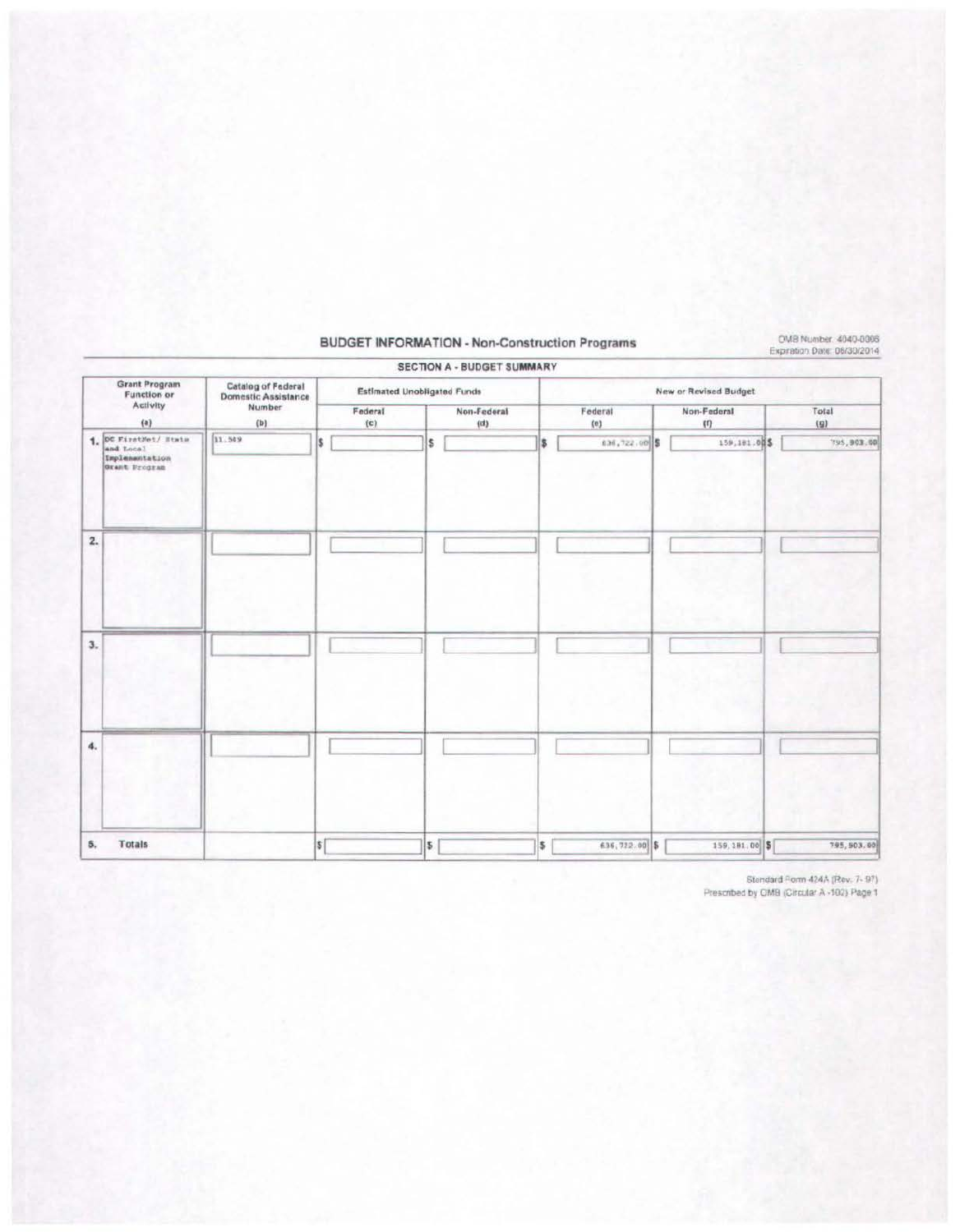## BUDGET INFORMATION - Non-Construction Programs

OMB Number: 4040-0006
Expiration Date: 06/30/2014

### SECTION A - BUDGET SUMMARY

| Grant Program Function or Activity (a) | Catalog of Federal Domestic Assistance Number (b) | Estimated Unobligated Funds | | New or Revised Budget | | |
|---|---|---|---|---|---|---|
| | | Federal (c) | Non-Federal (d) | Federal (e) | Non-Federal (f) | Total (g) |
| 1. DC FirstNet/ State and Local Implementation Grant Program | 11.549 | $ | $ | $ 636,722.00 | $ 159,181.00 | $ 795,903.00 |
| 2. | | | | | | |
| 3. | | | | | | |
| 4. | | | | | | |
| 5. Totals | | $ | $ | $ 636,722.00 | $ 159,181.00 | $ 795,903.00 |

Standard Form 424A (Rev. 7- 97)
Prescribed by OMB (Circular A -102) Page 1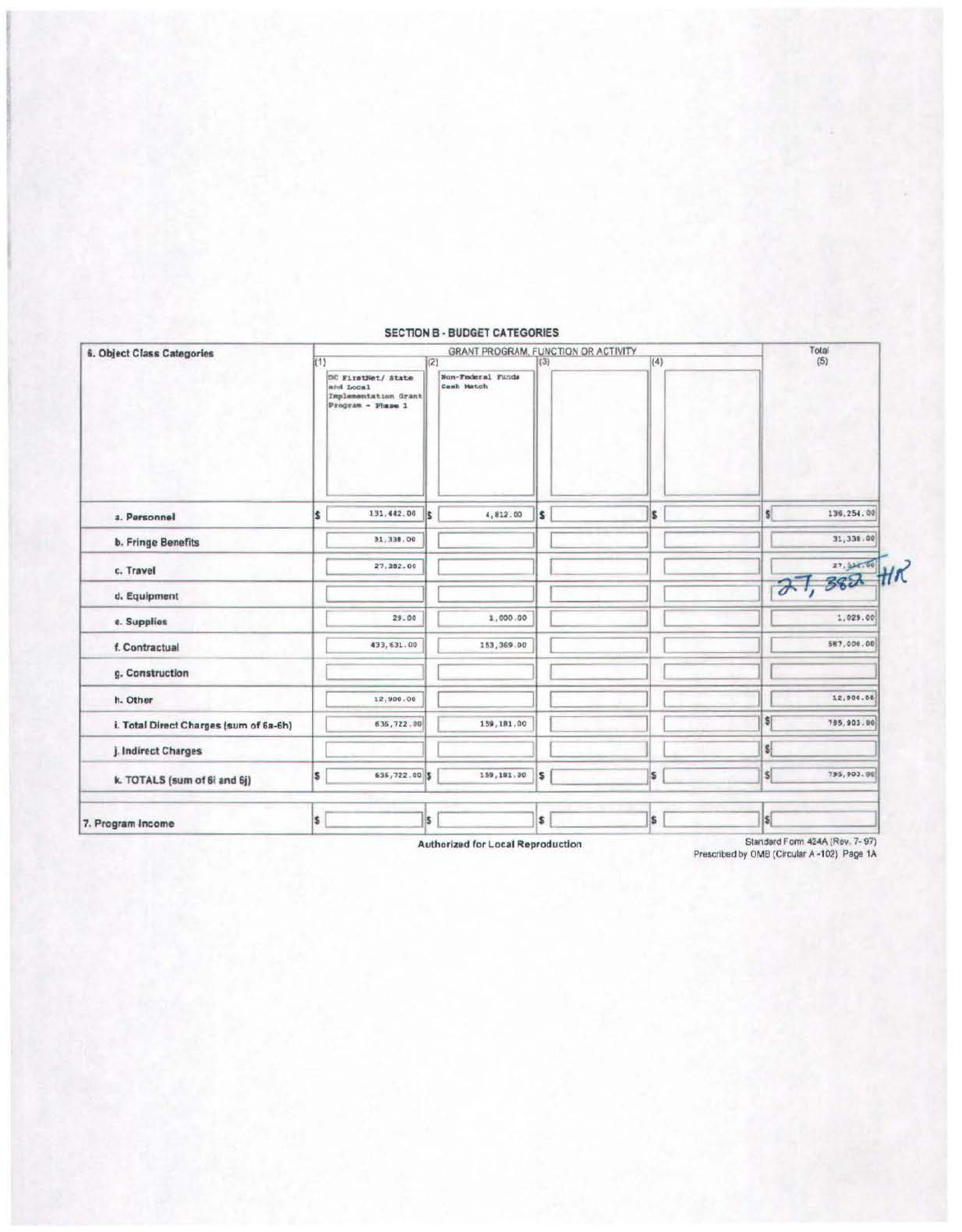## SECTION B - BUDGET CATEGORIES

| 6. Object Class Categories | GRANT PROGRAM, FUNCTION OR ACTIVITY | | | | Total (5) |
|---|---|---|---|---|---|
| | (1) DC FirstNet/ State and Local Implementation Grant Program - Phase 1 | (2) Non-Federal Funds Cash Match | (3) | (4) | |
| a. Personnel | $ 131,442.00 | $ 4,812.00 | $ | $ | $ 136,254.00 |
| b. Fringe Benefits | 31,338.00 | | | | 31,338.00 |
| c. Travel | 27,382.00 | | | | 27,~~532.00~~ 27,382 HR |
| d. Equipment | | | | | |
| e. Supplies | 29.00 | 1,000.00 | | | 1,029.00 |
| f. Contractual | 433,631.00 | 153,369.00 | | | 587,000.00 |
| g. Construction | | | | | |
| h. Other | 12,900.00 | | | | 12,900.00 |
| i. Total Direct Charges (sum of 6a-6h) | 636,722.00 | 159,181.00 | | | $ 795,903.00 |
| j. Indirect Charges | | | | | $ |
| k. TOTALS (sum of 6i and 6j) | $ 636,722.00 | $ 159,181.00 | $ | $ | $ 795,903.00 |
| 7. Program Income | $ | $ | $ | $ | $ |

Authorized for Local Reproduction

Standard Form 424A (Rev. 7- 97)
Prescribed by OMB (Circular A -102) Page 1A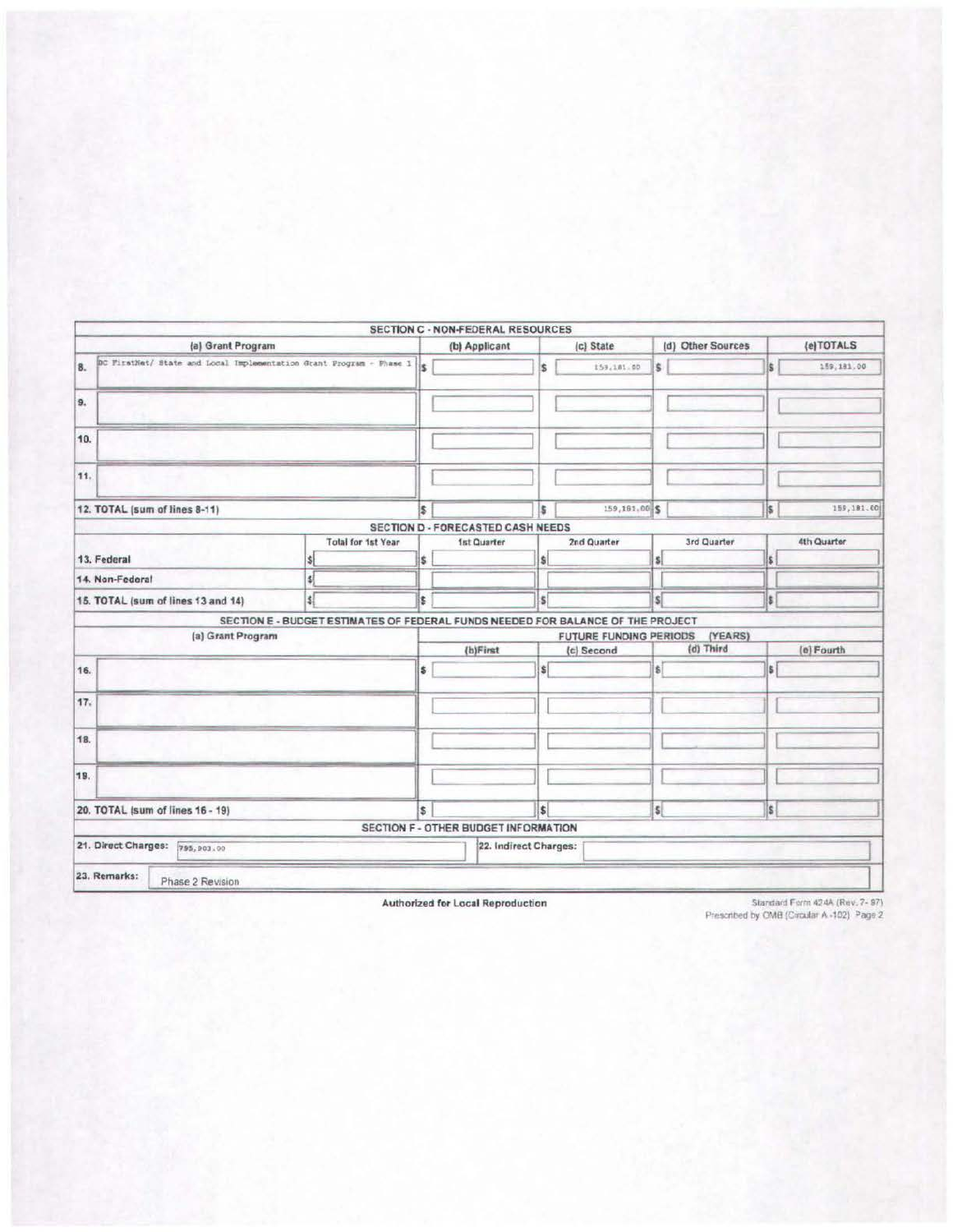| SECTION C - NON-FEDERAL RESOURCES | | | | |
|---|---|---|---|---|
| (a) Grant Program | (b) Applicant | (c) State | (d) Other Sources | (e)TOTALS |
| 8. DC FirstNet/ State and Local Implementation Grant Program - Phase 1 | $ | $ 159,181.00 | $ | $ 159,181.00 |
| 9. | | | | |
| 10. | | | | |
| 11. | | | | |
| 12. TOTAL (sum of lines 8-11) | $ | $ 159,181.00 | $ | $ 159,181.00 |

| SECTION D - FORECASTED CASH NEEDS | | | | | |
|---|---|---|---|---|---|
| | Total for 1st Year | 1st Quarter | 2nd Quarter | 3rd Quarter | 4th Quarter |
| 13. Federal | $ | $ | $ | $ | $ |
| 14. Non-Federal | $ | | | | |
| 15. TOTAL (sum of lines 13 and 14) | $ | $ | $ | $ | $ |

| SECTION E - BUDGET ESTIMATES OF FEDERAL FUNDS NEEDED FOR BALANCE OF THE PROJECT | | | | |
|---|---|---|---|---|
| (a) Grant Program | FUTURE FUNDING PERIODS (YEARS) | | | |
| | (b)First | (c) Second | (d) Third | (e) Fourth |
| 16. | $ | $ | $ | $ |
| 17. | | | | |
| 18. | | | | |
| 19. | | | | |
| 20. TOTAL (sum of lines 16 - 19) | $ | $ | $ | $ |

| SECTION F - OTHER BUDGET INFORMATION | |
|---|---|
| 21. Direct Charges: 795,903.00 | 22. Indirect Charges: |
| 23. Remarks: Phase 2 Revision | |

Authorized for Local Reproduction

Standard Form 424A (Rev. 7- 97)
Prescribed by OMB (Circular A -102) Page 2